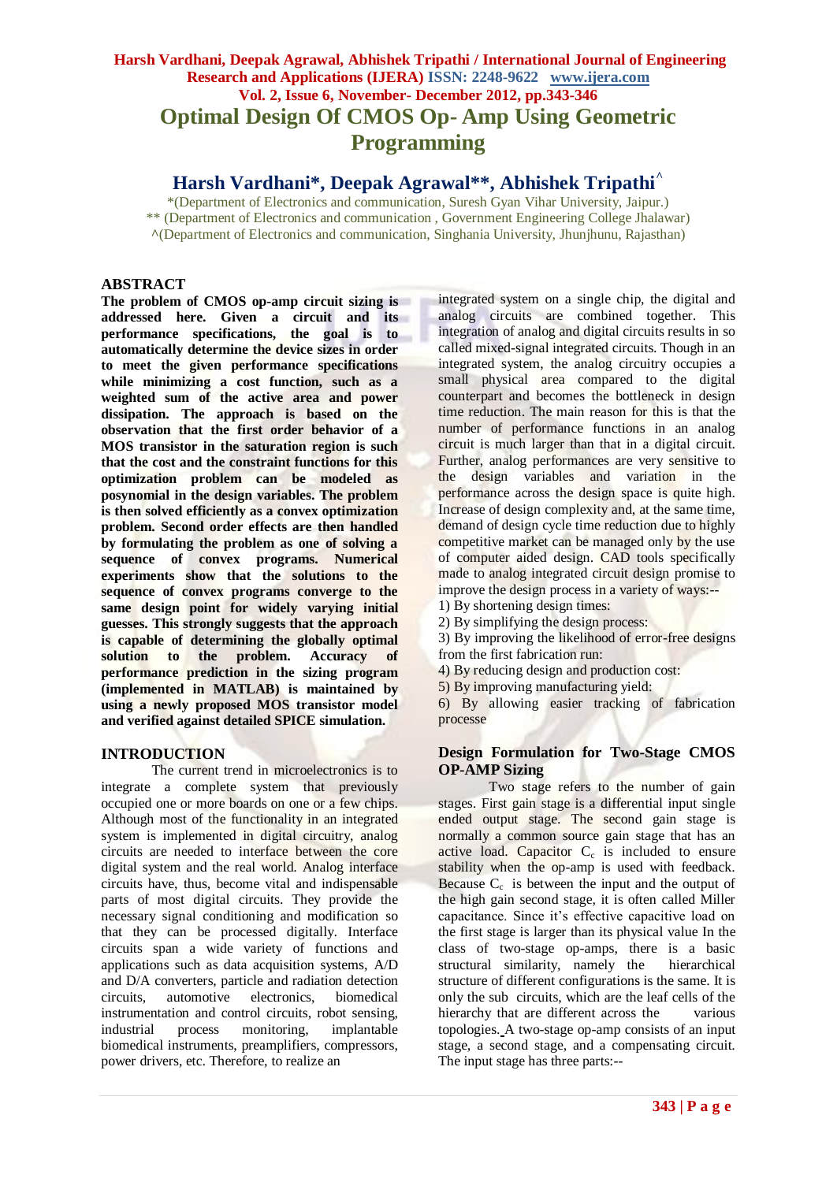# Optimal Design Of CMOS Op- Amp Using Geometric Programming

## Harsh Vardhani*, Deepak Agrawal**, Abhishek Tripathi^

*(Department of Electronics and communication, Suresh Gyan Vihar University, Jaipur.)
** (Department of Electronics and communication , Government Engineering College Jhalawar)
^(Department of Electronics and communication, Singhania University, Jhunjhunu, Rajasthan)

## ABSTRACT

**The problem of CMOS op-amp circuit sizing is addressed here. Given a circuit and its performance specifications, the goal is to automatically determine the device sizes in order to meet the given performance specifications while minimizing a cost function, such as a weighted sum of the active area and power dissipation. The approach is based on the observation that the first order behavior of a MOS transistor in the saturation region is such that the cost and the constraint functions for this optimization problem can be modeled as posynomial in the design variables. The problem is then solved efficiently as a convex optimization problem. Second order effects are then handled by formulating the problem as one of solving a sequence of convex programs. Numerical experiments show that the solutions to the sequence of convex programs converge to the same design point for widely varying initial guesses. This strongly suggests that the approach is capable of determining the globally optimal solution to the problem. Accuracy of performance prediction in the sizing program (implemented in MATLAB) is maintained by using a newly proposed MOS transistor model and verified against detailed SPICE simulation.**

## INTRODUCTION

The current trend in microelectronics is to integrate a complete system that previously occupied one or more boards on one or a few chips. Although most of the functionality in an integrated system is implemented in digital circuitry, analog circuits are needed to interface between the core digital system and the real world. Analog interface circuits have, thus, become vital and indispensable parts of most digital circuits. They provide the necessary signal conditioning and modification so that they can be processed digitally. Interface circuits span a wide variety of functions and applications such as data acquisition systems, A/D and D/A converters, particle and radiation detection circuits, automotive electronics, biomedical instrumentation and control circuits, robot sensing, industrial process monitoring, implantable biomedical instruments, preamplifiers, compressors, power drivers, etc. Therefore, to realize an integrated system on a single chip, the digital and analog circuits are combined together. This integration of analog and digital circuits results in so called mixed-signal integrated circuits. Though in an integrated system, the analog circuitry occupies a small physical area compared to the digital counterpart and becomes the bottleneck in design time reduction. The main reason for this is that the number of performance functions in an analog circuit is much larger than that in a digital circuit. Further, analog performances are very sensitive to the design variables and variation in the performance across the design space is quite high. Increase of design complexity and, at the same time, demand of design cycle time reduction due to highly competitive market can be managed only by the use of computer aided design. CAD tools specifically made to analog integrated circuit design promise to improve the design process in a variety of ways:--

1) By shortening design times:
2) By simplifying the design process:
3) By improving the likelihood of error-free designs from the first fabrication run:
4) By reducing design and production cost:
5) By improving manufacturing yield:
6) By allowing easier tracking of fabrication processe

## Design Formulation for Two-Stage CMOS OP-AMP Sizing

Two stage refers to the number of gain stages. First gain stage is a differential input single ended output stage. The second gain stage is normally a common source gain stage that has an active load. Capacitor $C_c$ is included to ensure stability when the op-amp is used with feedback. Because $C_c$ is between the input and the output of the high gain second stage, it is often called Miller capacitance. Since it's effective capacitive load on the first stage is larger than its physical value In the class of two-stage op-amps, there is a basic structural similarity, namely the hierarchical structure of different configurations is the same. It is only the sub circuits, which are the leaf cells of the hierarchy that are different across the various topologies. A two-stage op-amp consists of an input stage, a second stage, and a compensating circuit. The input stage has three parts:--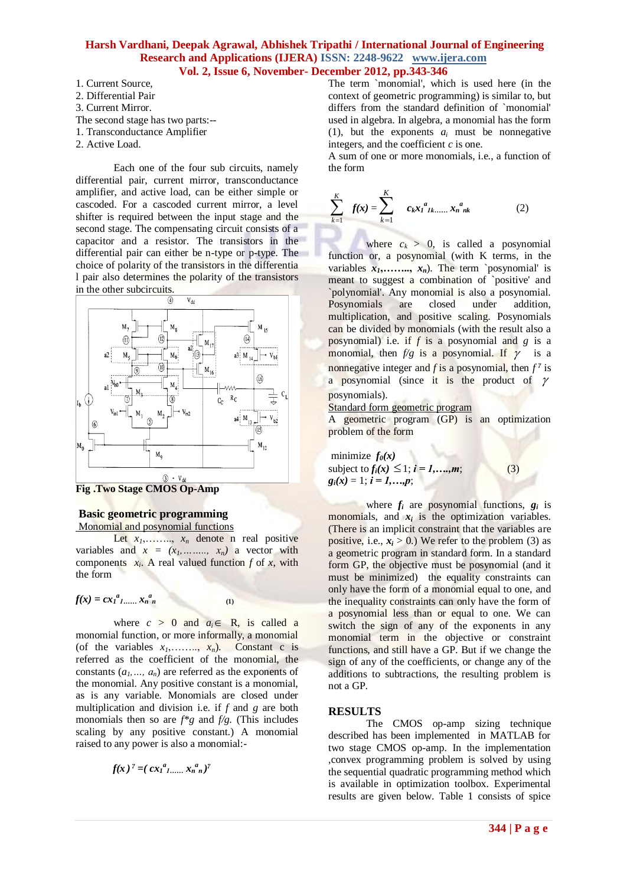1. Current Source,
2. Differential Pair
3. Current Mirror.

The second stage has two parts:--

1. Transconductance Amplifier
2. Active Load.

Each one of the four sub circuits, namely differential pair, current mirror, transconductance amplifier, and active load, can be either simple or cascoded. For a cascoded current mirror, a level shifter is required between the input stage and the second stage. The compensating circuit consists of a capacitor and a resistor. The transistors in the differential pair can either be n-type or p-type. The choice of polarity of the transistors in the differentia l pair also determines the polarity of the transistors in the other subcircuits.

Fig .Two Stage CMOS Op-Amp

## Basic geometric programming

### Monomial and posynomial functions

Let $x_1,\ldots\ldots, x_n$ denote n real positive variables and $x = (x_1,\ldots\ldots, x_n)$ a vector with components $x_i$. A real valued function $f$ of $x$, with the form

$$f(x) = cx_1^{a}{}_1\ldots\ldots x_n^{a}{}_n \quad (1)$$

where $c > 0$ and $a_i \in$ R, is called a monomial function, or more informally, a monomial (of the variables $x_1,\ldots\ldots, x_n$). Constant c is referred as the coefficient of the monomial, the constants $(a_1,\ldots, a_n)$ are referred as the exponents of the monomial. Any positive constant is a monomial, as is any variable. Monomials are closed under multiplication and division i.e. if $f$ and $g$ are both monomials then so are $f*g$ and $f/g$. (This includes scaling by any positive constant.) A monomial raised to any power is also a monomial:-

$$f(x)^{\gamma} = (cx_1^{a}{}_1\ldots\ldots x_n^{a}{}_n)^{\gamma}$$

The term `monomial', which is used here (in the context of geometric programming) is similar to, but differs from the standard definition of `monomial' used in algebra. In algebra, a monomial has the form (1), but the exponents $a_i$ must be nonnegative integers, and the coefficient $c$ is one.

A sum of one or more monomials, i.e., a function of the form

$$\sum_{k=1}^{K} f(x) = \sum_{k=1}^{K} c_k x_1^{a}{}_{1k}\ldots\ldots x_n^{a}{}_{nk} \quad (2)$$

where $c_k > 0$, is called a posynomial function or, a posynomial (with K terms, in the variables $x_1,\ldots\ldots, x_n$). The term `posynomial' is meant to suggest a combination of `positive' and `polynomial'. Any monomial is also a posynomial. Posynomials are closed under addition, multiplication, and positive scaling. Posynomials can be divided by monomials (with the result also a posynomial) i.e. if $f$ is a posynomial and $g$ is a monomial, then $f/g$ is a posynomial. If $\gamma$ is a nonnegative integer and $f$ is a posynomial, then $f^{\gamma}$ is a posynomial (since it is the product of $\gamma$ posynomials).

### Standard form geometric program

A geometric program (GP) is an optimization problem of the form

$$\begin{aligned} &\text{minimize } f_0(x) \\ &\text{subject to } f_i(x) \le 1;\ i = 1,\ldots,m; \quad (3) \\ &g_i(x) = 1;\ i = 1,\ldots,p; \end{aligned}$$

where $f_i$ are posynomial functions, $g_i$ is monomials, and $x_i$ is the optimization variables. (There is an implicit constraint that the variables are positive, i.e., $x_i > 0$.) We refer to the problem (3) as a geometric program in standard form. In a standard form GP, the objective must be posynomial (and it must be minimized) the equality constraints can only have the form of a monomial equal to one, and the inequality constraints can only have the form of a posynomial less than or equal to one. We can switch the sign of any of the exponents in any monomial term in the objective or constraint functions, and still have a GP. But if we change the sign of any of the coefficients, or change any of the additions to subtractions, the resulting problem is not a GP.

## RESULTS

The CMOS op-amp sizing technique described has been implemented in MATLAB for two stage CMOS op-amp. In the implementation ,convex programming problem is solved by using the sequential quadratic programming method which is available in optimization toolbox. Experimental results are given below. Table 1 consists of spice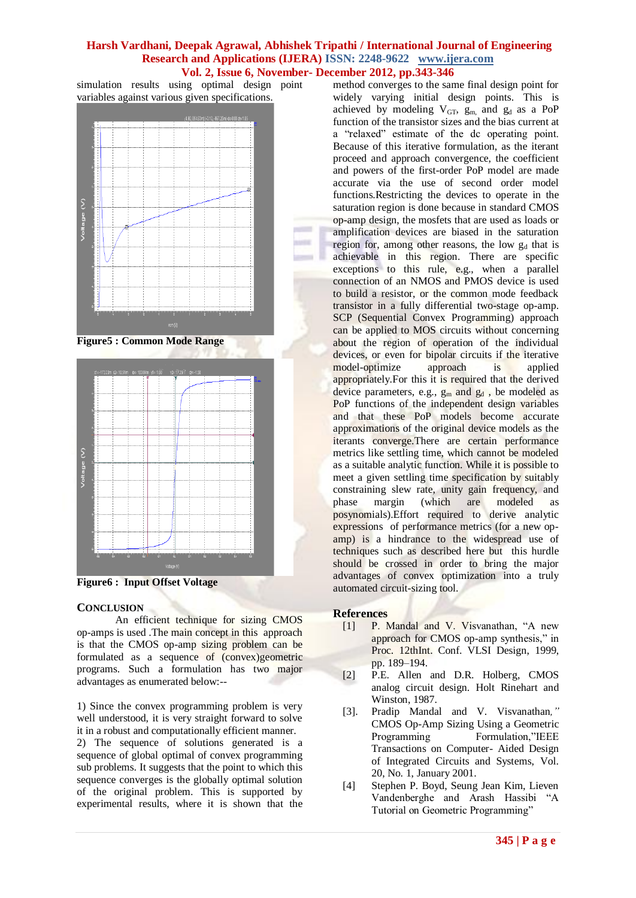simulation results using optimal design point variables against various given specifications.

**Figure5 : Common Mode Range**

**Figure6 : Input Offset Voltage**

## CONCLUSION

An efficient technique for sizing CMOS op-amps is used .The main concept in this approach is that the CMOS op-amp sizing problem can be formulated as a sequence of (convex)geometric programs. Such a formulation has two major advantages as enumerated below:--

1) Since the convex programming problem is very well understood, it is very straight forward to solve it in a robust and computationally efficient manner.
2) The sequence of solutions generated is a sequence of global optimal of convex programming sub problems. It suggests that the point to which this sequence converges is the globally optimal solution of the original problem. This is supported by experimental results, where it is shown that the method converges to the same final design point for widely varying initial design points. This is achieved by modeling $V_{GT}$, $g_m$, and $g_d$ as a PoP function of the transistor sizes and the bias current at a "relaxed" estimate of the dc operating point. Because of this iterative formulation, as the iterant proceed and approach convergence, the coefficient and powers of the first-order PoP model are made accurate via the use of second order model functions.Restricting the devices to operate in the saturation region is done because in standard CMOS op-amp design, the mosfets that are used as loads or amplification devices are biased in the saturation region for, among other reasons, the low $g_d$ that is achievable in this region. There are specific exceptions to this rule, e.g., when a parallel connection of an NMOS and PMOS device is used to build a resistor, or the common mode feedback transistor in a fully differential two-stage op-amp. SCP (Sequential Convex Programming) approach can be applied to MOS circuits without concerning about the region of operation of the individual devices, or even for bipolar circuits if the iterative model-optimize approach is applied appropriately.For this it is required that the derived device parameters, e.g., $g_m$ and $g_d$ , be modeled as PoP functions of the independent design variables and that these PoP models become accurate approximations of the original device models as the iterants converge.There are certain performance metrics like settling time, which cannot be modeled as a suitable analytic function. While it is possible to meet a given settling time specification by suitably constraining slew rate, unity gain frequency, and phase margin (which are modeled as posynomials).Effort required to derive analytic expressions of performance metrics (for a new op-amp) is a hindrance to the widespread use of techniques such as described here but this hurdle should be crossed in order to bring the major advantages of convex optimization into a truly automated circuit-sizing tool.

## References

[1] P. Mandal and V. Visvanathan, "A new approach for CMOS op-amp synthesis," in Proc. 12thInt. Conf. VLSI Design, 1999, pp. 189–194.

[2] P.E. Allen and D.R. Holberg, CMOS analog circuit design. Holt Rinehart and Winston, 1987.

[3]. Pradip Mandal and V. Visvanathan," CMOS Op-Amp Sizing Using a Geometric Programming Formulation,"IEEE Transactions on Computer- Aided Design of Integrated Circuits and Systems, Vol. 20, No. 1, January 2001.

[4] Stephen P. Boyd, Seung Jean Kim, Lieven Vandenberghe and Arash Hassibi "A Tutorial on Geometric Programming"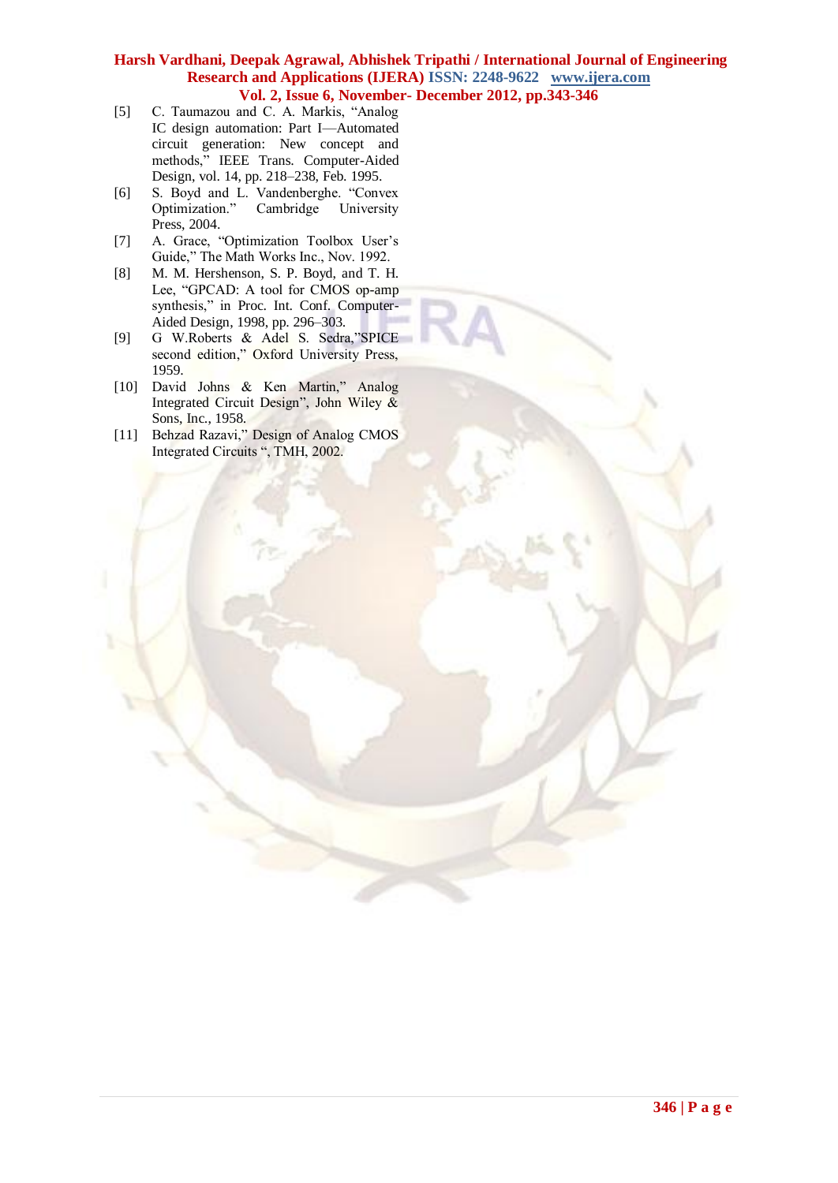[5] C. Taumazou and C. A. Markis, “Analog IC design automation: Part I—Automated circuit generation: New concept and methods,” IEEE Trans. Computer-Aided Design, vol. 14, pp. 218–238, Feb. 1995.

[6] S. Boyd and L. Vandenberghe. “Convex Optimization.” Cambridge University Press, 2004.

[7] A. Grace, “Optimization Toolbox User’s Guide,” The Math Works Inc., Nov. 1992.

[8] M. M. Hershenson, S. P. Boyd, and T. H. Lee, “GPCAD: A tool for CMOS op-amp synthesis,” in Proc. Int. Conf. Computer-Aided Design, 1998, pp. 296–303.

[9] G W.Roberts & Adel S. Sedra,”SPICE second edition,” Oxford University Press, 1959.

[10] David Johns & Ken Martin,” Analog Integrated Circuit Design”, John Wiley & Sons, Inc., 1958.

[11] Behzad Razavi,” Design of Analog CMOS Integrated Circuits “, TMH, 2002.